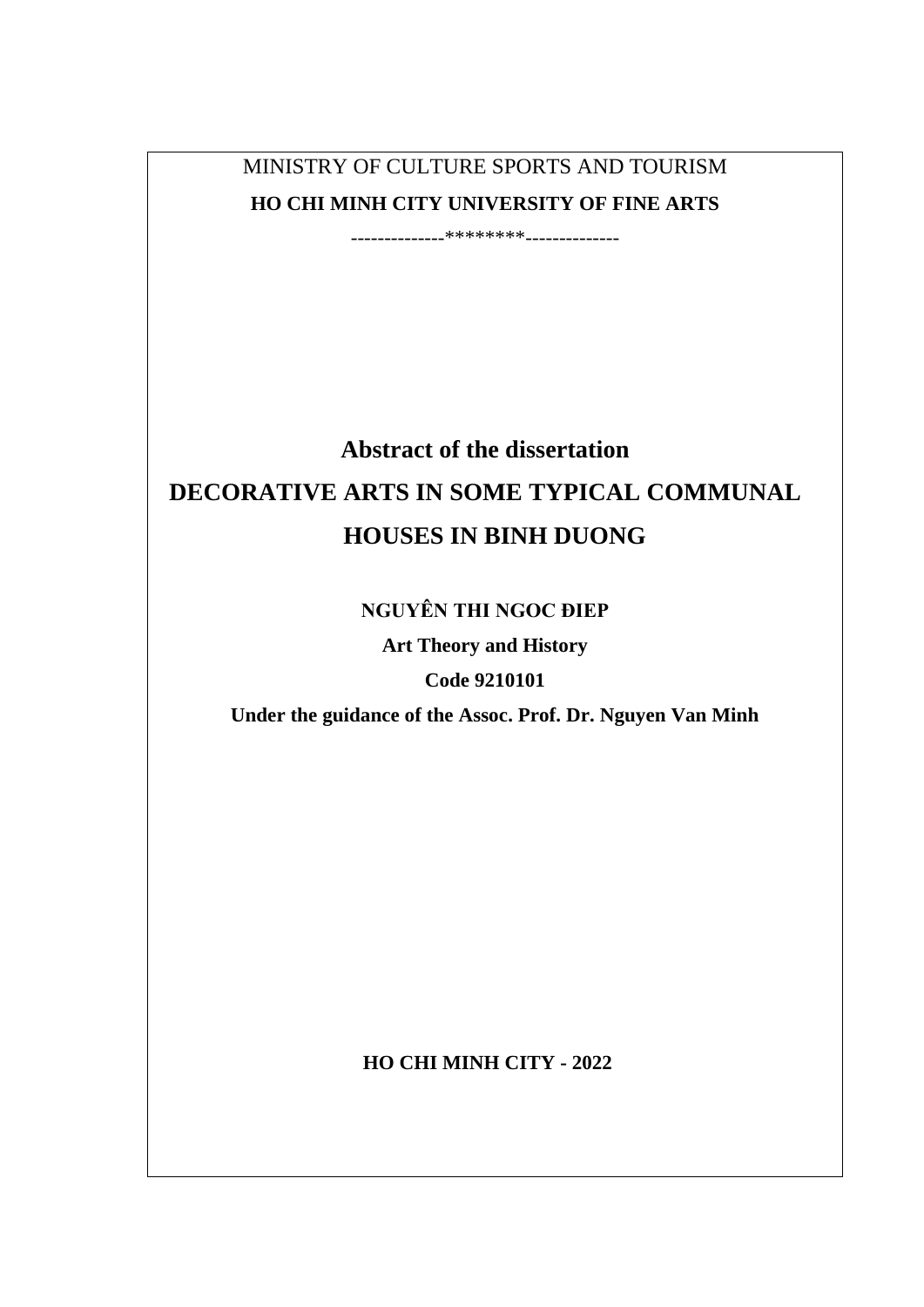MINISTRY OF CULTURE SPORTS AND TOURISM

**HO CHI MINH CITY UNIVERSITY OF FINE ARTS**

--------------*******--------------

# Abstract of the dissertation

# DECORATIVE ARTS IN SOME TYPICAL COMMUNAL HOUSES IN BINH DUONG

**NGUYÊN THI NGOC ĐIEP**

**Art Theory and History**

**Code 9210101**

**Under the guidance of the Assoc. Prof. Dr. Nguyen Van Minh**

**HO CHI MINH CITY - 2022**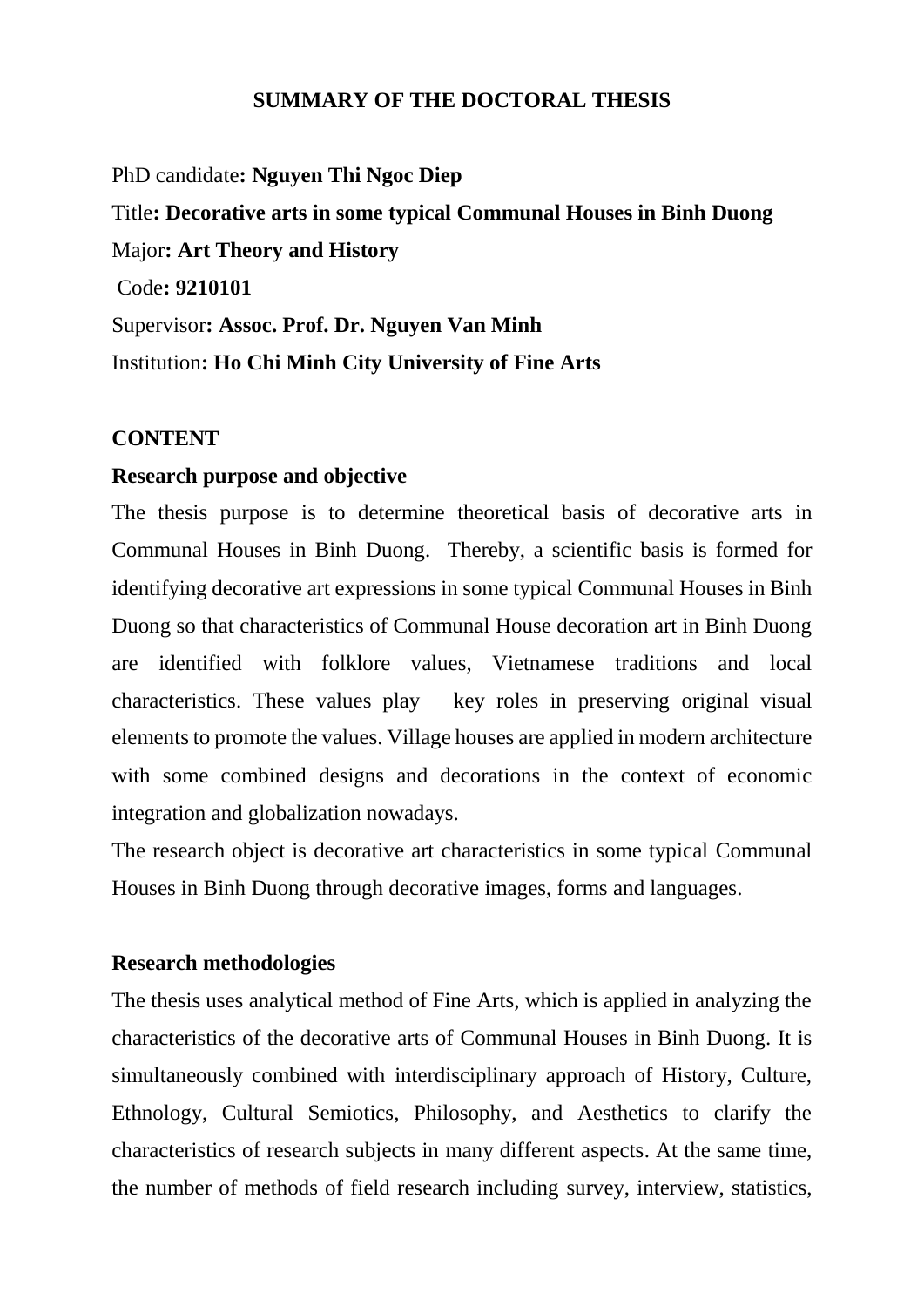**SUMMARY OF THE DOCTORAL THESIS**

PhD candidate**: Nguyen Thi Ngoc Diep**

Title**: Decorative arts in some typical Communal Houses in Binh Duong**

Major**: Art Theory and History**

Code**: 9210101**

Supervisor**: Assoc. Prof. Dr. Nguyen Van Minh**

Institution**: Ho Chi Minh City University of Fine Arts**

**CONTENT**

**Research purpose and objective**

The thesis purpose is to determine theoretical basis of decorative arts in Communal Houses in Binh Duong. Thereby, a scientific basis is formed for identifying decorative art expressions in some typical Communal Houses in Binh Duong so that characteristics of Communal House decoration art in Binh Duong are identified with folklore values, Vietnamese traditions and local characteristics. These values play key roles in preserving original visual elements to promote the values. Village houses are applied in modern architecture with some combined designs and decorations in the context of economic integration and globalization nowadays.

The research object is decorative art characteristics in some typical Communal Houses in Binh Duong through decorative images, forms and languages.

**Research methodologies**

The thesis uses analytical method of Fine Arts, which is applied in analyzing the characteristics of the decorative arts of Communal Houses in Binh Duong. It is simultaneously combined with interdisciplinary approach of History, Culture, Ethnology, Cultural Semiotics, Philosophy, and Aesthetics to clarify the characteristics of research subjects in many different aspects. At the same time, the number of methods of field research including survey, interview, statistics,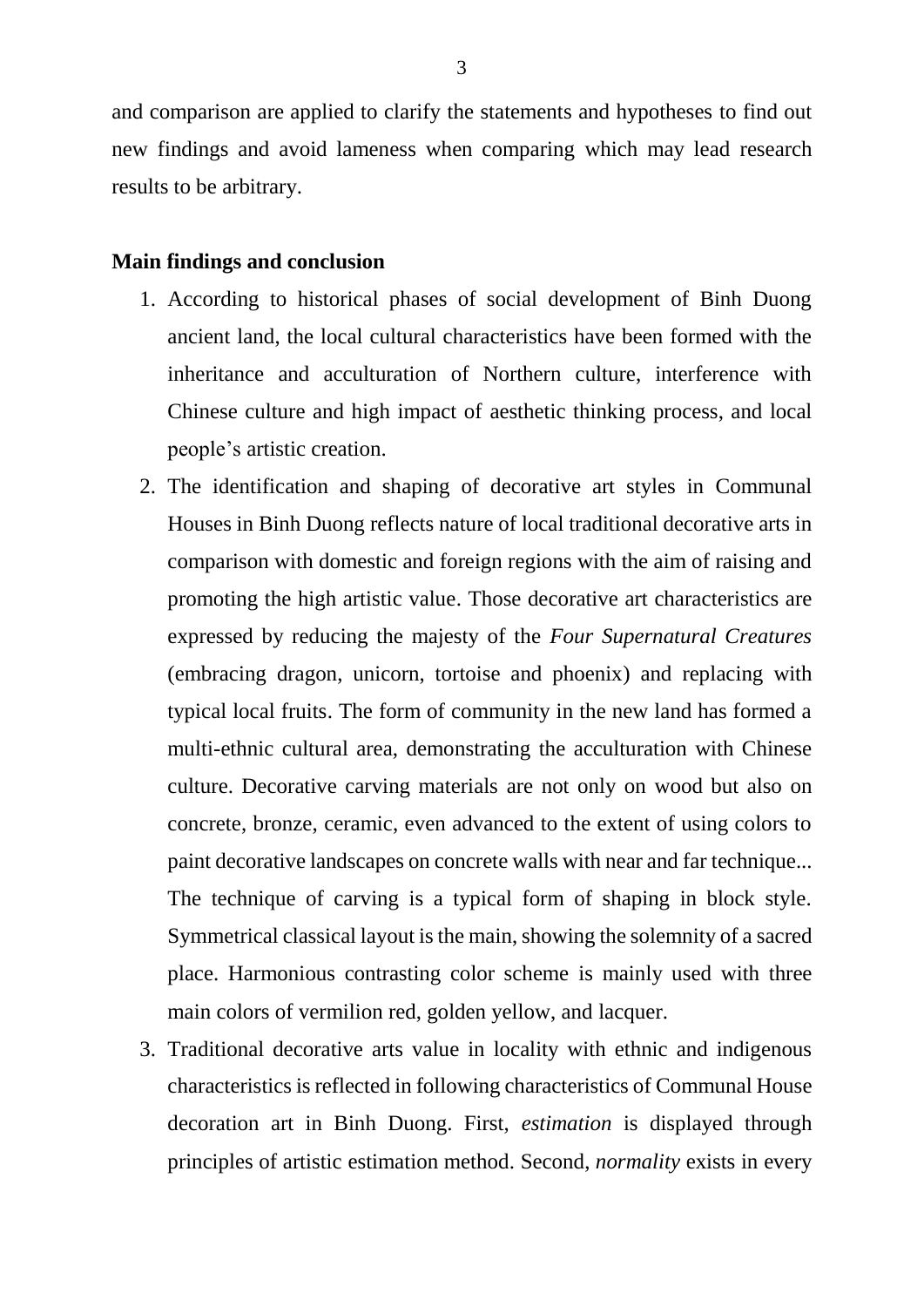and comparison are applied to clarify the statements and hypotheses to find out new findings and avoid lameness when comparing which may lead research results to be arbitrary.

## Main findings and conclusion

1. According to historical phases of social development of Binh Duong ancient land, the local cultural characteristics have been formed with the inheritance and acculturation of Northern culture, interference with Chinese culture and high impact of aesthetic thinking process, and local people's artistic creation.
2. The identification and shaping of decorative art styles in Communal Houses in Binh Duong reflects nature of local traditional decorative arts in comparison with domestic and foreign regions with the aim of raising and promoting the high artistic value. Those decorative art characteristics are expressed by reducing the majesty of the *Four Supernatural Creatures* (embracing dragon, unicorn, tortoise and phoenix) and replacing with typical local fruits. The form of community in the new land has formed a multi-ethnic cultural area, demonstrating the acculturation with Chinese culture. Decorative carving materials are not only on wood but also on concrete, bronze, ceramic, even advanced to the extent of using colors to paint decorative landscapes on concrete walls with near and far technique... The technique of carving is a typical form of shaping in block style. Symmetrical classical layout is the main, showing the solemnity of a sacred place. Harmonious contrasting color scheme is mainly used with three main colors of vermilion red, golden yellow, and lacquer.
3. Traditional decorative arts value in locality with ethnic and indigenous characteristics is reflected in following characteristics of Communal House decoration art in Binh Duong. First, *estimation* is displayed through principles of artistic estimation method. Second, *normality* exists in every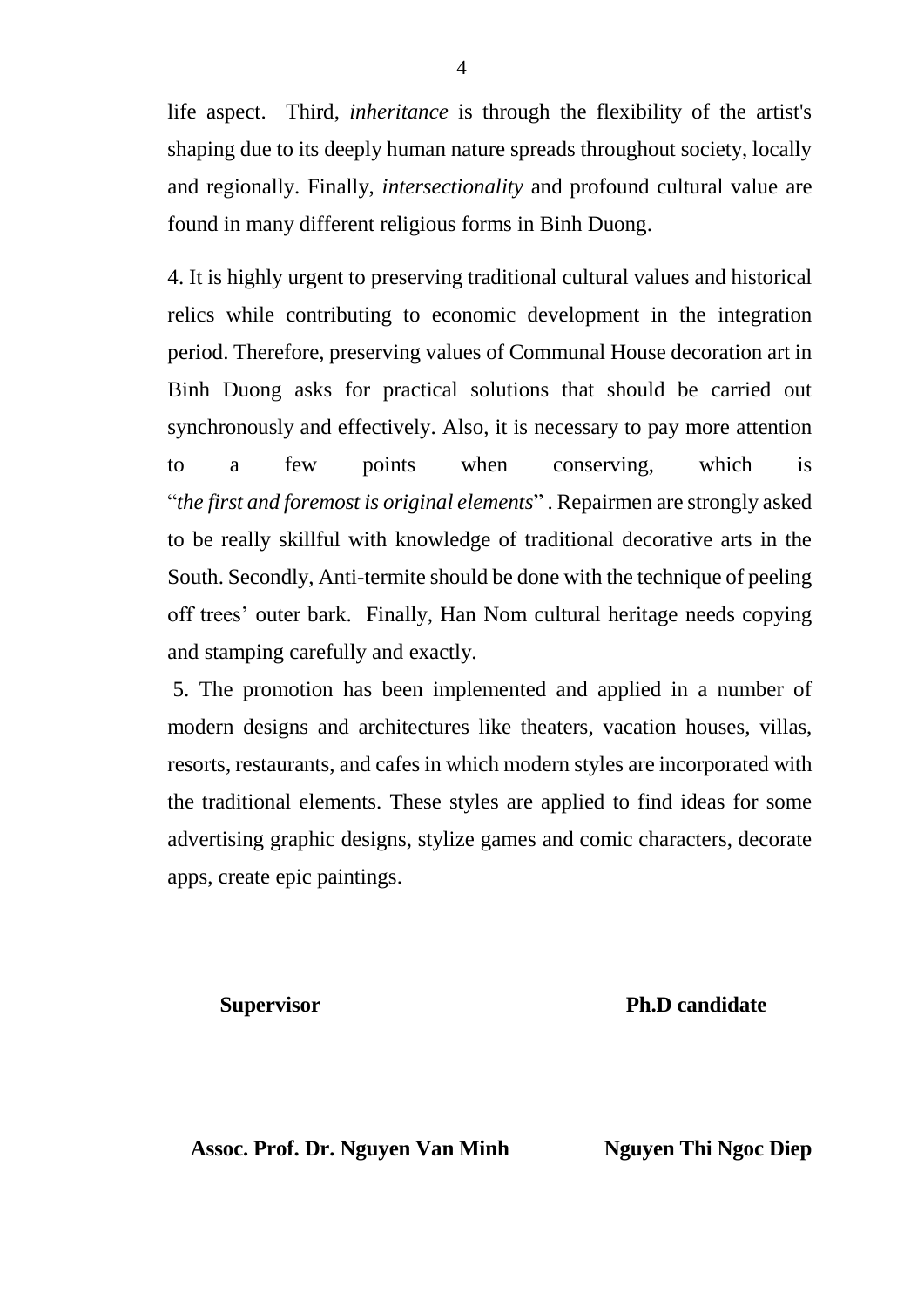life aspect. Third, *inheritance* is through the flexibility of the artist's shaping due to its deeply human nature spreads throughout society, locally and regionally. Finally, *intersectionality* and profound cultural value are found in many different religious forms in Binh Duong.

4. It is highly urgent to preserving traditional cultural values and historical relics while contributing to economic development in the integration period. Therefore, preserving values of Communal House decoration art in Binh Duong asks for practical solutions that should be carried out synchronously and effectively. Also, it is necessary to pay more attention to a few points when conserving, which is "*the first and foremost is original elements*" . Repairmen are strongly asked to be really skillful with knowledge of traditional decorative arts in the South. Secondly, Anti-termite should be done with the technique of peeling off trees' outer bark. Finally, Han Nom cultural heritage needs copying and stamping carefully and exactly.

5. The promotion has been implemented and applied in a number of modern designs and architectures like theaters, vacation houses, villas, resorts, restaurants, and cafes in which modern styles are incorporated with the traditional elements. These styles are applied to find ideas for some advertising graphic designs, stylize games and comic characters, decorate apps, create epic paintings.

| | |
|---|---|
| **Supervisor** | **Ph.D candidate** |
| **Assoc. Prof. Dr. Nguyen Van Minh** | **Nguyen Thi Ngoc Diep** |